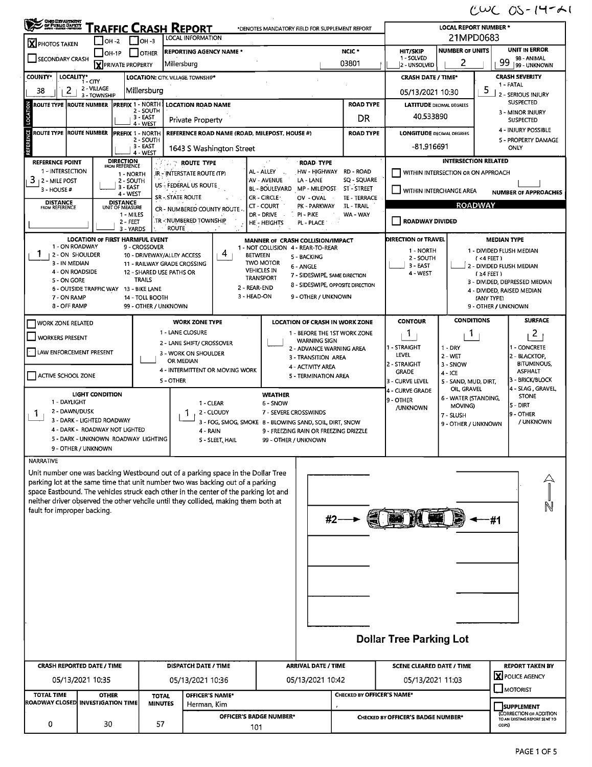CWC 05-14-21

# Ohio Department of Public Safety — TRAFFIC CRASH REPORT

*DENOTES MANDATORY FIELD FOR SUPPLEMENT REPORT

**LOCAL REPORT NUMBER *** 21MPD0683

| Field | Value |
|---|---|
| PHOTOS TAKEN | X |
| OH-2 / OH-3 / OH-1P / OTHER | |
| SECONDARY CRASH | |
| PRIVATE PROPERTY | X |
| LOCAL INFORMATION | |
| REPORTING AGENCY NAME * | Millersburg |
| NCIC * | 03801 |
| HIT/SKIP (1 - SOLVED, 2 - UNSOLVED) | |
| NUMBER OF UNITS | 2 |
| UNIT IN ERROR (98 - ANIMAL, 99 - UNKNOWN) | 99 |
| COUNTY* | 38 |
| LOCALITY* (1 - CITY, 2 - VILLAGE, 3 - TOWNSHIP) | 2 |
| LOCATION: CITY, VILLAGE, TOWNSHIP* | Millersburg |
| CRASH DATE / TIME* | 05/13/2021 10:30 |
| CRASH SEVERITY (1 - FATAL, 2 - SERIOUS INJURY SUSPECTED, 3 - MINOR INJURY SUSPECTED, 4 - INJURY POSSIBLE, 5 - PROPERTY DAMAGE ONLY) | 5 |

## Location

| ROUTE TYPE | ROUTE NUMBER | PREFIX | LOCATION ROAD NAME | ROAD TYPE |
|---|---|---|---|---|
| | | | Private Property | DR |

LATITUDE DECIMAL DEGREES: 40.533890

## Reference

| ROUTE TYPE | ROUTE NUMBER | PREFIX | REFERENCE ROAD NAME (ROAD, MILEPOST, HOUSE #) | ROAD TYPE |
|---|---|---|---|---|
| | | | 1643 S Washington Street | |

LONGITUDE DECIMAL DEGREES: -81.916691

REFERENCE POINT (1 - INTERSECTION, 2 - MILE POST, 3 - HOUSE #): 3

DISTANCE FROM REFERENCE:

DIRECTION FROM REFERENCE (1 - NORTH, 2 - SOUTH, 3 - EAST, 4 - WEST):

DISTANCE UNIT OF MEASURE (1 - MILES, 2 - FEET, 3 - YARDS):

ROUTE TYPE: IR - INTERSTATE ROUTE (TP), US - FEDERAL US ROUTE, SR - STATE ROUTE, CR - NUMBERED COUNTY ROUTE, TR - NUMBERED TOWNSHIP ROUTE

ROAD TYPE: AL - ALLEY, AV - AVENUE, BL - BOULEVARD, CR - CIRCLE, CT - COURT, DR - DRIVE, HE - HEIGHTS, HW - HIGHWAY, LA - LANE, MP - MILEPOST, OV - OVAL, PK - PARKWAY, PI - PIKE, PL - PLACE, RD - ROAD, SQ - SQUARE, ST - STREET, TE - TERRACE, TL - TRAIL, WA - WAY

INTERSECTION RELATED: WITHIN INTERSECTION OR ON APPROACH [ ]; WITHIN INTERCHANGE AREA [ ]; NUMBER OF APPROACHES:

## Roadway

ROADWAY DIVIDED [ ]

LOCATION OF FIRST HARMFUL EVENT: 1
(1 - ON ROADWAY, 2 - ON SHOULDER, 3 - IN MEDIAN, 4 - ON ROADSIDE, 5 - ON GORE, 6 - OUTSIDE TRAFFIC WAY, 7 - ON RAMP, 8 - OFF RAMP, 9 - CROSSOVER, 10 - DRIVEWAY/ALLEY ACCESS, 11 - RAILWAY GRADE CROSSING, 12 - SHARED USE PATHS OR TRAILS, 13 - BIKE LANE, 14 - TOLL BOOTH, 99 - OTHER / UNKNOWN)

MANNER OF CRASH COLLISION/IMPACT: 4
(1 - NOT COLLISION BETWEEN TWO MOTOR VEHICLES IN TRANSPORT, 2 - REAR-END, 3 - HEAD-ON, 4 - REAR-TO-REAR, 5 - BACKING, 6 - ANGLE, 7 - SIDESWIPE, SAME DIRECTION, 8 - SIDESWIPE, OPPOSITE DIRECTION, 9 - OTHER / UNKNOWN)

DIRECTION OF TRAVEL: (1 - NORTH, 2 - SOUTH, 3 - EAST, 4 - WEST)

MEDIAN TYPE: (1 - DIVIDED FLUSH MEDIAN (<4 FEET), 2 - DIVIDED FLUSH MEDIAN (≥4 FEET), 3 - DIVIDED, DEPRESSED MEDIAN, 4 - DIVIDED, RAISED MEDIAN (ANY TYPE), 9 - OTHER / UNKNOWN)

## Work Zone

- WORK ZONE RELATED [ ]
- WORKERS PRESENT [ ]
- LAW ENFORCEMENT PRESENT [ ]
- ACTIVE SCHOOL ZONE [ ]

WORK ZONE TYPE: (1 - LANE CLOSURE, 2 - LANE SHIFT/ CROSSOVER, 3 - WORK ON SHOULDER OR MEDIAN, 4 - INTERMITTENT OR MOVING WORK, 5 - OTHER)

LOCATION OF CRASH IN WORK ZONE: (1 - BEFORE THE 1ST WORK ZONE WARNING SIGN, 2 - ADVANCE WARNING AREA, 3 - TRANSITION AREA, 4 - ACTIVITY AREA, 5 - TERMINATION AREA)

| CONTOUR | CONDITIONS | SURFACE |
|---|---|---|
| 1 | 1 | 2 |

CONTOUR: 1 - STRAIGHT LEVEL, 2 - STRAIGHT GRADE, 3 - CURVE LEVEL, 4 - CURVE GRADE, 9 - OTHER /UNKNOWN

CONDITIONS: 1 - DRY, 2 - WET, 3 - SNOW, 4 - ICE, 5 - SAND, MUD, DIRT, OIL, GRAVEL, 6 - WATER (STANDING, MOVING), 7 - SLUSH, 9 - OTHER / UNKNOWN

SURFACE: 1 - CONCRETE, 2 - BLACKTOP, BITUMINOUS, ASPHALT, 3 - BRICK/BLOCK, 4 - SLAG, GRAVEL, STONE, 5 - DIRT, 9 - OTHER / UNKNOWN

LIGHT CONDITION: 1
(1 - DAYLIGHT, 2 - DAWN/DUSK, 3 - DARK - LIGHTED ROADWAY, 4 - DARK - ROADWAY NOT LIGHTED, 5 - DARK - UNKNOWN ROADWAY LIGHTING, 9 - OTHER / UNKNOWN)

WEATHER: 1
(1 - CLEAR, 2 - CLOUDY, 3 - FOG, SMOG, SMOKE, 4 - RAIN, 5 - SLEET, HAIL, 6 - SNOW, 7 - SEVERE CROSSWINDS, 8 - BLOWING SAND, SOIL, DIRT, SNOW, 9 - FREEZING RAIN OR FREEZING DRIZZLE, 99 - OTHER / UNKNOWN)

## Narrative

Unit number one was backing Westbound out of a parking space in the Dollar Tree parking lot at the same time that unit number two was backing out of a parking space Eastbound. The vehicles struck each other in the center of the parking lot and neither driver observed the other vehcile until they collided, making them both at fault for improper backing.

#2 → ← #1

N

Dollar Tree Parking Lot

| CRASH REPORTED DATE / TIME | DISPATCH DATE / TIME | ARRIVAL DATE / TIME | SCENE CLEARED DATE / TIME | REPORT TAKEN BY |
|---|---|---|---|---|
| 05/13/2021 10:35 | 05/13/2021 10:36 | 05/13/2021 10:42 | 05/13/2021 11:03 | [X] POLICE AGENCY [ ] MOTORIST |

| TOTAL TIME ROADWAY CLOSED | OTHER INVESTIGATION TIME | TOTAL MINUTES | OFFICER'S NAME* | OFFICER'S BADGE NUMBER* | CHECKED BY OFFICER'S NAME* | CHECKED BY OFFICER'S BADGE NUMBER* |
|---|---|---|---|---|---|---|
| 0 | 30 | 57 | Herman, Kim | 101 | | |

[ ] SUPPLEMENT (CORRECTION OR ADDITION TO AN EXISTING REPORT SENT TO ODPS)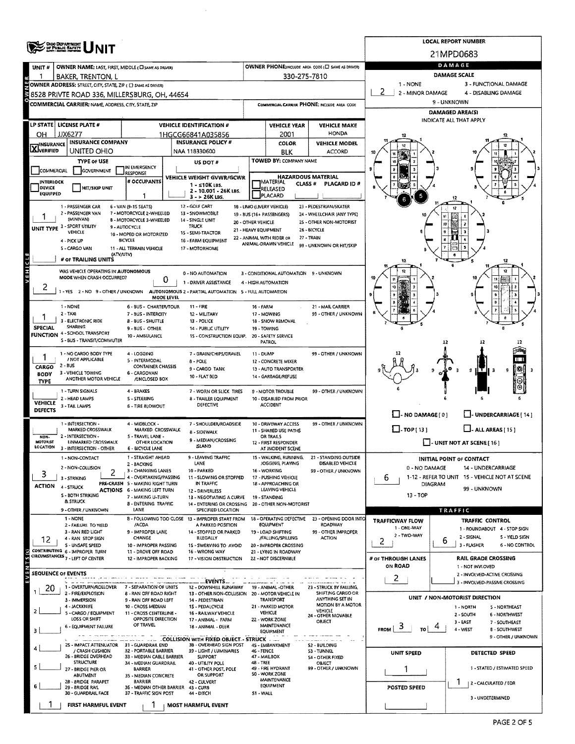# UNIT

**LOCAL REPORT NUMBER:** 21MPD0683

## OWNER

| UNIT # | OWNER NAME: LAST, FIRST, MIDDLE (☐ SAME AS DRIVER) | OWNER PHONE: INCLUDE AREA CODE (☐ SAME AS DRIVER) |
|---|---|---|
| 1 | BAKER, TRENTON, L | 330-275-7810 |

**OWNER ADDRESS:** STREET, CITY, STATE, ZIP (☐ SAME AS DRIVER)
8528 PRIVTE ROAD 336, MILLERSBURG, OH, 44654

**COMMERCIAL CARRIER:** NAME, ADDRESS, CITY, STATE, ZIP

**COMMERCIAL CARRIER PHONE:** INCLUDE AREA CODE

## DAMAGE

**DAMAGE SCALE:** 2
1 - NONE; 2 - MINOR DAMAGE; 3 - FUNCTIONAL DAMAGE; 4 - DISABLING DAMAGE; 9 - UNKNOWN

**DAMAGED AREA(S)** – INDICATE ALL THAT APPLY: 5, 6

☐ - NO DAMAGE [0] ☐ - UNDERCARRIAGE [14]
☐ - TOP [13] ☐ - ALL AREAS [15]
☐ - UNIT NOT AT SCENE [16]

## VEHICLE

| LP STATE | LICENSE PLATE # | VEHICLE IDENTIFICATION # | VEHICLE YEAR | VEHICLE MAKE |
|---|---|---|---|---|
| OH | JJX6277 | 1HGCG66841A035856 | 2001 | HONDA |

| INSURANCE | INSURANCE COMPANY | INSURANCE POLICY # | COLOR | VEHICLE MODEL |
|---|---|---|---|---|
| ☒ VERIFIED | UNITED OHIO | NAA 118330600 | BLK | ACCORD |

**TYPE OF USE:** ☐ COMMERCIAL ☐ GOVERNMENT ☐ IN EMERGENCY RESPONSE
**US DOT #:**
**TOWED BY:** COMPANY NAME
☐ INTERLOCK DEVICE EQUIPPED ☐ HIT/SKIP UNIT
**# OCCUPANTS:** 1
**VEHICLE WEIGHT GVWR/GCWR:** 1 - ≤10K LBS.; 2 - 10.001 - 26K LBS.; 3 - > 26K LBS.
**HAZARDOUS MATERIAL:** ☐ MATERIAL RELEASED ☐ PLACARD; CLASS #; PLACARD ID #

**UNIT TYPE:** 1
1 - PASSENGER CAR; 2 - PASSENGER VAN (MINIVAN); 3 - SPORT UTILITY VEHICLE; 4 - PICK UP; 5 - CARGO VAN; 6 - VAN (9-15 SEATS); 7 - MOTORCYCLE 2-WHEELED; 8 - MOTORCYCLE 3-WHEELED; 9 - AUTOCYCLE; 10 - MOPED OR MOTORIZED BICYCLE; 11 - ALL TERRAIN VEHICLE (ATV/UTV); 12 - GOLF CART; 13 - SNOWMOBILE; 14 - SINGLE UNIT TRUCK; 15 - SEMI-TRACTOR; 16 - FARM EQUIPMENT; 17 - MOTORHOME; 18 - LIMO (LIVERY VEHICLE); 19 - BUS (16+ PASSENGERS); 20 - OTHER VEHICLE; 21 - HEAVY EQUIPMENT; 22 - ANIMAL WITH RIDER OR ANIMAL-DRAWN VEHICLE; 23 - PEDESTRIAN/SKATER; 24 - WHEELCHAIR (ANY TYPE); 25 - OTHER NON-MOTORIST; 26 - BICYCLE; 27 - TRAIN; 99 - UNKNOWN OR HIT/SKIP

**# OF TRAILING UNITS:**

**WAS VEHICLE OPERATING IN AUTONOMOUS MODE WHEN CRASH OCCURRED?** 2
1 - YES 2 - NO 9 - OTHER / UNKNOWN
**AUTONOMOUS MODE LEVEL:** 0
0 - NO AUTOMATION; 1 - DRIVER ASSISTANCE; 2 - PARTIAL AUTOMATION; 3 - CONDITIONAL AUTOMATION; 4 - HIGH AUTOMATION; 5 - FULL AUTOMATION; 9 - UNKNOWN

**SPECIAL FUNCTION:** 1
1 - NONE; 2 - TAXI; 3 - ELECTRONIC RIDE SHARING; 4 - SCHOOL TRANSPORT; 5 - BUS - TRANSIT/COMMUTER; 6 - BUS - CHARTER/TOUR; 7 - BUS - INTERCITY; 8 - BUS - SHUTTLE; 9 - BUS - OTHER; 10 - AMBULANCE; 11 - FIRE; 12 - MILITARY; 13 - POLICE; 14 - PUBLIC UTILITY; 15 - CONSTRUCTION EQUIP.; 16 - FARM; 17 - MOWING; 18 - SNOW REMOVAL; 19 - TOWING; 20 - SAFETY SERVICE PATROL; 21 - MAIL CARRIER; 99 - OTHER / UNKNOWN

**CARGO BODY TYPE:** 1
1 - NO CARGO BODY TYPE / NOT APPLICABLE; 2 - BUS; 3 - VEHICLE TOWING ANOTHER MOTOR VEHICLE; 4 - LOGGING; 5 - INTERMODAL CONTAINER CHASSIS; 6 - CARGOVAN /ENCLOSED BOX; 7 - GRAIN/CHIPS/GRAVEL; 8 - POLE; 9 - CARGO TANK; 10 - FLAT BED; 11 - DUMP; 12 - CONCRETE MIXER; 13 - AUTO TRANSPORTER; 14 - GARBAGE/REFUSE; 99 - OTHER / UNKNOWN

**VEHICLE DEFECTS:**
1 - TURN SIGNALS; 2 - HEAD LAMPS; 3 - TAIL LAMPS; 4 - BRAKES; 5 - STEERING; 6 - TIRE BLOWOUT; 7 - WORN OR SLICK TIRES; 8 - TRAILER EQUIPMENT DEFECTIVE; 9 - MOTOR TROUBLE; 10 - DISABLED FROM PRIOR ACCIDENT; 99 - OTHER / UNKNOWN

**NON-MOTORIST LOCATION:**
1 - INTERSECTION - MARKED CROSSWALK; 2 - INTERSECTION - UNMARKED CROSSWALK; 3 - INTERSECTION - OTHER; 4 - MIDBLOCK - MARKED CROSSWALK; 5 - TRAVEL LANE - OTHER LOCATION; 6 - BICYCLE LANE; 7 - SHOULDER/ROADSIDE; 8 - SIDEWALK; 9 - MEDIAN/CROSSING ISLAND; 10 - DRIVEWAY ACCESS; 11 - SHARED USE PATHS OR TRAILS; 12 - FIRST RESPONDER AT INCIDENT SCENE; 99 - OTHER / UNKNOWN

**ACTION:** 3
1 - NON-CONTACT; 2 - NON-COLLISION; 3 - STRIKING; 4 - STRUCK; 5 - BOTH STRIKING & STRUCK; 9 - OTHER / UNKNOWN

**PRE-CRASH ACTIONS:** 2
1 - STRAIGHT AHEAD; 2 - BACKING; 3 - CHANGING LANES; 4 - OVERTAKING/PASSING; 5 - MAKING RIGHT TURN; 6 - MAKING LEFT TURN; 7 - MAKING U-TURN; 8 - ENTERING TRAFFIC LANE; 9 - LEAVING TRAFFIC LANE; 10 - PARKED; 11 - SLOWING OR STOPPED IN TRAFFIC; 12 - DRIVERLESS; 13 - NEGOTIATING A CURVE; 14 - ENTERING OR CROSSING SPECIFIED LOCATION; 15 - WALKING, RUNNING, JOGGING, PLAYING; 16 - WORKING; 17 - PUSHING VEHICLE; 18 - APPROACHING OR LEAVING VEHICLE; 19 - STANDING; 20 - OTHER NON-MOTORIST; 21 - STANDING OUTSIDE DISABLED VEHICLE; 99 - OTHER / UNKNOWN

**CONTRIBUTING CIRCUMSTANCES:** 12
1 - NONE; 2 - FAILURE TO YIELD; 3 - RAN RED LIGHT; 4 - RAN STOP SIGN; 5 - UNSAFE SPEED; 6 - IMPROPER TURN; 7 - LEFT OF CENTER; 8 - FOLLOWING TOO CLOSE /ACDA; 9 - IMPROPER LANE CHANGE; 10 - IMPROPER PASSING; 11 - DROVE OFF ROAD; 12 - IMPROPER BACKING; 13 - IMPROPER START FROM A PARKED POSITION; 14 - STOPPED OR PARKED ILLEGALLY; 15 - SWERVING TO AVOID; 16 - WRONG WAY; 17 - VISION OBSTRUCTION; 18 - OPERATING DEFECTIVE EQUIPMENT; 19 - LOAD SHIFTING /FALLING/SPILLING; 20 - IMPROPER CROSSING; 21 - LYING IN ROADWAY; 22 - NOT DISCERNIBLE; 23 - OPENING DOOR INTO ROADWAY; 99 - OTHER IMPROPER ACTION

## EVENTS

**SEQUENCE OF EVENTS:**
1: 20
2:
3:
4:
5:
6:

**EVENTS:**
1 - OVERTURN/ROLLOVER; 2 - FIRE/EXPLOSION; 3 - IMMERSION; 4 - JACKKNIFE; 5 - CARGO / EQUIPMENT LOSS OR SHIFT; 6 - EQUIPMENT FAILURE; 7 - SEPARATION OF UNITS; 8 - RAN OFF ROAD RIGHT; 9 - RAN OFF ROAD LEFT; 10 - CROSS MEDIAN; 11 - CROSS CENTERLINE - OPPOSITE DIRECTION OF TRAVEL; 12 - DOWNHILL RUNAWAY; 13 - OTHER NON-COLLISION; 14 - PEDESTRIAN; 15 - PEDALCYCLE; 16 - RAILWAY VEHICLE; 17 - ANIMAL - FARM; 18 - ANIMAL - DEER; 19 - ANIMAL -OTHER; 20 - MOTOR VEHICLE IN TRANSPORT; 21 - PARKED MOTOR VEHICLE; 22 - WORK ZONE MAINTENANCE EQUIPMENT; 23 - STRUCK BY FALLING, SHIFTING CARGO OR ANYTHING SET IN MOTION BY A MOTOR VEHICLE; 24 - OTHER MOVABLE OBJECT

**COLLISION WITH FIXED OBJECT - STRUCK:**
25 - IMPACT ATTENUATOR / CRASH CUSHION; 26 - BRIDGE OVERHEAD STRUCTURE; 27 - BRIDGE PIER OR ABUTMENT; 28 - BRIDGE PARAPET; 29 - BRIDGE RAIL; 30 - GUARDRAIL FACE; 31 - GUARDRAIL END; 32 - PORTABLE BARRIER; 33 - MEDIAN CABLE BARRIER; 34 - MEDIAN GUARDRAIL BARRIER; 35 - MEDIAN CONCRETE BARRIER; 36 - MEDIAN OTHER BARRIER; 37 - TRAFFIC SIGN POST; 38 - OVERHEAD SIGN POST; 39 - LIGHT / LUMINARIES SUPPORT; 40 - UTILITY POLE; 41 - OTHER POST, POLE OR SUPPORT; 42 - CULVERT; 43 - CURB; 44 - DITCH; 45 - EMBANKMENT; 46 - FENCE; 47 - MAILBOX; 48 - TREE; 49 - FIRE HYDRANT; 50 - WORK ZONE MAINTENANCE EQUIPMENT; 51 - WALL; 52 - BUILDING; 53 - TUNNEL; 54 - OTHER FIXED OBJECT; 99 - OTHER / UNKNOWN

**FIRST HARMFUL EVENT:** 1 **MOST HARMFUL EVENT:** 1

## INITIAL POINT OF CONTACT

**6**
0 - NO DAMAGE; 1-12 - REFER TO UNIT DIAGRAM; 13 - TOP; 14 - UNDERCARRIAGE; 15 - VEHICLE NOT AT SCENE; 99 - UNKNOWN

## TRAFFIC

**TRAFFICWAY FLOW:** 2
1 - ONE-WAY; 2 - TWO-WAY

**TRAFFIC CONTROL:** 6
1 - ROUNDABOUT; 2 - SIGNAL; 3 - FLASHER; 4 - STOP SIGN; 5 - YIELD SIGN; 6 - NO CONTROL

**# OF THROUGH LANES ON ROAD:** 2

**RAIL GRADE CROSSING:**
1 - NOT INVLOVED; 2 - INVOLVED-ACTIVE CROSSING; 3 - INVOLVED-PASSIVE CROSSING

**UNIT / NON-MOTORIST DIRECTION:** FROM 3 TO 4
1 - NORTH; 2 - SOUTH; 3 - EAST; 4 - WEST; 5 - NORTHEAST; 6 - NORTHWEST; 7 - SOUTHEAST; 8 - SOUTHWEST; 9 - OTHER / UNKNOWN

**UNIT SPEED:** 1

**POSTED SPEED:**

**DETECTED SPEED:** 1
1 - STATED / ESTIMATED SPEED; 2 - CALCULATED / EDR; 3 - UNDETERMINED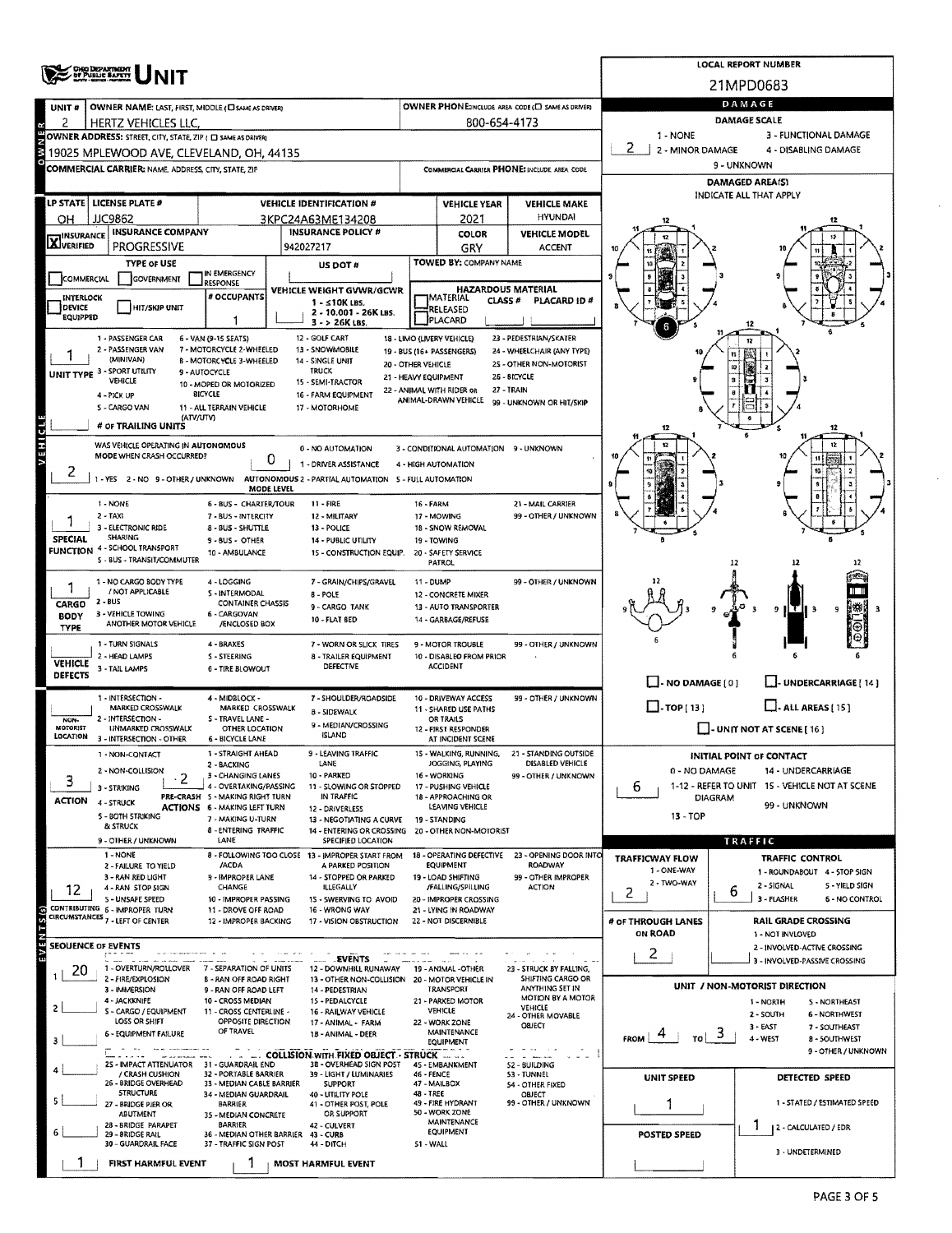# OHIO DEPARTMENT OF PUBLIC SAFETY UNIT

**LOCAL REPORT NUMBER:** 21MPD0683

| UNIT # | OWNER NAME: LAST, FIRST, MIDDLE (☐ SAME AS DRIVER) | OWNER PHONE: INCLUDE AREA CODE (☐ SAME AS DRIVER) |
|---|---|---|
| 2 | HERTZ VEHICLES LLC, | 800-654-4173 |

**OWNER ADDRESS:** STREET, CITY, STATE, ZIP (☐ SAME AS DRIVER)
19025 MPLEWOOD AVE, CLEVELAND, OH, 44135

**COMMERCIAL CARRIER:** NAME, ADDRESS, CITY, STATE, ZIP | **COMMERCIAL CARRIER PHONE:** INCLUDE AREA CODE

| LP STATE | LICENSE PLATE # | VEHICLE IDENTIFICATION # | VEHICLE YEAR | VEHICLE MAKE |
|---|---|---|---|---|
| OH | JJC9862 | 3KPC24A63ME134208 | 2021 | HYUNDAI |

| INSURANCE | INSURANCE COMPANY | INSURANCE POLICY # | COLOR | VEHICLE MODEL |
|---|---|---|---|---|
| ☒ VERIFIED | PROGRESSIVE | 942027217 | GRY | ACCENT |

**TYPE OF USE:** ☐ COMMERCIAL ☐ GOVERNMENT ☐ IN EMERGENCY RESPONSE
**US DOT #:**
**TOWED BY:** COMPANY NAME
☐ INTERLOCK DEVICE EQUIPPED ☐ HIT/SKIP UNIT
**# OCCUPANTS:** 1
**VEHICLE WEIGHT GVWR/GCWR:** 1 - ≤10K LBS. 2 - 10.001 - 26K LBS. 3 - > 26K LBS.
**HAZARDOUS MATERIAL:** ☐ MATERIAL RELEASED ☐ PLACARD | CLASS # | PLACARD ID #

**UNIT TYPE:** 1
1 - PASSENGER CAR, 2 - PASSENGER VAN (MINIVAN), 3 - SPORT UTILITY VEHICLE, 4 - PICK UP, 5 - CARGO VAN, 6 - VAN (9-15 SEATS), 7 - MOTORCYCLE 2-WHEELED, 8 - MOTORCYCLE 3-WHEELED, 9 - AUTOCYCLE, 10 - MOPED OR MOTORIZED BICYCLE, 11 - ALL TERRAIN VEHICLE (ATV/UTV), 12 - GOLF CART, 13 - SNOWMOBILE, 14 - SINGLE UNIT TRUCK, 15 - SEMI-TRACTOR, 16 - FARM EQUIPMENT, 17 - MOTORHOME, 18 - LIMO (LIVERY VEHICLE), 19 - BUS (16+ PASSENGERS), 20 - OTHER VEHICLE, 21 - HEAVY EQUIPMENT, 22 - ANIMAL WITH RIDER OR ANIMAL-DRAWN VEHICLE, 23 - PEDESTRIAN/SKATER, 24 - WHEELCHAIR (ANY TYPE), 25 - OTHER NON-MOTORIST, 26 - BICYCLE, 27 - TRAIN, 99 - UNKNOWN OR HIT/SKIP

**# OF TRAILING UNITS:**

**WAS VEHICLE OPERATING IN AUTONOMOUS MODE WHEN CRASH OCCURRED?** 2
1 - YES 2 - NO 9 - OTHER / UNKNOWN
**AUTONOMOUS MODE LEVEL:** 0
0 - NO AUTOMATION, 1 - DRIVER ASSISTANCE, 2 - PARTIAL AUTOMATION, 3 - CONDITIONAL AUTOMATION, 4 - HIGH AUTOMATION, 5 - FULL AUTOMATION, 9 - UNKNOWN

**SPECIAL FUNCTION:** 1
1 - NONE, 2 - TAXI, 3 - ELECTRONIC RIDE SHARING, 4 - SCHOOL TRANSPORT, 5 - BUS - TRANSIT/COMMUTER, 6 - BUS - CHARTER/TOUR, 7 - BUS - INTERCITY, 8 - BUS - SHUTTLE, 9 - BUS - OTHER, 10 - AMBULANCE, 11 - FIRE, 12 - MILITARY, 13 - POLICE, 14 - PUBLIC UTILITY, 15 - CONSTRUCTION EQUIP., 16 - FARM, 17 - MOWING, 18 - SNOW REMOVAL, 19 - TOWING, 20 - SAFETY SERVICE PATROL, 21 - MAIL CARRIER, 99 - OTHER / UNKNOWN

**CARGO BODY TYPE:** 1
1 - NO CARGO BODY TYPE / NOT APPLICABLE, 2 - BUS, 3 - VEHICLE TOWING ANOTHER MOTOR VEHICLE, 4 - LOGGING, 5 - INTERMODAL CONTAINER CHASSIS, 6 - CARGOVAN /ENCLOSED BOX, 7 - GRAIN/CHIPS/GRAVEL, 8 - POLE, 9 - CARGO TANK, 10 - FLAT BED, 11 - DUMP, 12 - CONCRETE MIXER, 13 - AUTO TRANSPORTER, 14 - GARBAGE/REFUSE, 99 - OTHER / UNKNOWN

**VEHICLE DEFECTS:**
1 - TURN SIGNALS, 2 - HEAD LAMPS, 3 - TAIL LAMPS, 4 - BRAKES, 5 - STEERING, 6 - TIRE BLOWOUT, 7 - WORN OR SLICK TIRES, 8 - TRAILER EQUIPMENT DEFECTIVE, 9 - MOTOR TROUBLE, 10 - DISABLED FROM PRIOR ACCIDENT, 99 - OTHER / UNKNOWN

**NON-MOTORIST LOCATION:**
1 - INTERSECTION - MARKED CROSSWALK, 2 - INTERSECTION - UNMARKED CROSSWALK, 3 - INTERSECTION - OTHER, 4 - MIDBLOCK - MARKED CROSSWALK, 5 - TRAVEL LANE - OTHER LOCATION, 6 - BICYCLE LANE, 7 - SHOULDER/ROADSIDE, 8 - SIDEWALK, 9 - MEDIAN/CROSSING ISLAND, 10 - DRIVEWAY ACCESS, 11 - SHARED USE PATHS OR TRAILS, 12 - FIRST RESPONDER AT INCIDENT SCENE, 99 - OTHER / UNKNOWN

**ACTION:** 3 **PRE-CRASH ACTIONS:** 2
1 - NON-CONTACT, 2 - NON-COLLISION, 3 - STRIKING, 4 - STRUCK, 5 - BOTH STRIKING & STRUCK, 9 - OTHER / UNKNOWN
1 - STRAIGHT AHEAD, 2 - BACKING, 3 - CHANGING LANES, 4 - OVERTAKING/PASSING, 5 - MAKING RIGHT TURN, 6 - MAKING LEFT TURN, 7 - MAKING U-TURN, 8 - ENTERING TRAFFIC LANE, 9 - LEAVING TRAFFIC LANE, 10 - PARKED, 11 - SLOWING OR STOPPED IN TRAFFIC, 12 - DRIVERLESS, 13 - NEGOTIATING A CURVE, 14 - ENTERING OR CROSSING SPECIFIED LOCATION, 15 - WALKING, RUNNING, JOGGING, PLAYING, 16 - WORKING, 17 - PUSHING VEHICLE, 18 - APPROACHING OR LEAVING VEHICLE, 19 - STANDING, 20 - OTHER NON-MOTORIST, 21 - STANDING OUTSIDE DISABLED VEHICLE, 99 - OTHER / UNKNOWN

**CONTRIBUTING CIRCUMSTANCES:** 12
1 - NONE, 2 - FAILURE TO YIELD, 3 - RAN RED LIGHT, 4 - RAN STOP SIGN, 5 - UNSAFE SPEED, 6 - IMPROPER TURN, 7 - LEFT OF CENTER, 8 - FOLLOWING TOO CLOSE /ACDA, 9 - IMPROPER LANE CHANGE, 10 - IMPROPER PASSING, 11 - DROVE OFF ROAD, 12 - IMPROPER BACKING, 13 - IMPROPER START FROM A PARKED POSITION, 14 - STOPPED OR PARKED ILLEGALLY, 15 - SWERVING TO AVOID, 16 - WRONG WAY, 17 - VISION OBSTRUCTION, 18 - OPERATING DEFECTIVE EQUIPMENT, 19 - LOAD SHIFTING /FALLING/SPILLING, 20 - IMPROPER CROSSING, 21 - LYING IN ROADWAY, 22 - NOT DISCERNIBLE, 23 - OPENING DOOR INTO ROADWAY, 99 - OTHER IMPROPER ACTION

**SEQUENCE OF EVENTS**
1: 20
2:
3:
4:
5:
6:

**EVENTS:**
1 - OVERTURN/ROLLOVER, 2 - FIRE/EXPLOSION, 3 - IMMERSION, 4 - JACKKNIFE, 5 - CARGO / EQUIPMENT LOSS OR SHIFT, 6 - EQUIPMENT FAILURE, 7 - SEPARATION OF UNITS, 8 - RAN OFF ROAD RIGHT, 9 - RAN OFF ROAD LEFT, 10 - CROSS MEDIAN, 11 - CROSS CENTERLINE - OPPOSITE DIRECTION OF TRAVEL, 12 - DOWNHILL RUNAWAY, 13 - OTHER NON-COLLISION, 14 - PEDESTRIAN, 15 - PEDALCYCLE, 16 - RAILWAY VEHICLE, 17 - ANIMAL - FARM, 18 - ANIMAL - DEER, 19 - ANIMAL -OTHER, 20 - MOTOR VEHICLE IN TRANSPORT, 21 - PARKED MOTOR VEHICLE, 22 - WORK ZONE MAINTENANCE EQUIPMENT, 23 - STRUCK BY FALLING, SHIFTING CARGO OR ANYTHING SET IN MOTION BY A MOTOR VEHICLE, 24 - OTHER MOVABLE OBJECT

**COLLISION WITH FIXED OBJECT - STRUCK:**
25 - IMPACT ATTENUATOR / CRASH CUSHION, 26 - BRIDGE OVERHEAD STRUCTURE, 27 - BRIDGE PIER OR ABUTMENT, 28 - BRIDGE PARAPET, 29 - BRIDGE RAIL, 30 - GUARDRAIL FACE, 31 - GUARDRAIL END, 32 - PORTABLE BARRIER, 33 - MEDIAN CABLE BARRIER, 34 - MEDIAN GUARDRAIL BARRIER, 35 - MEDIAN CONCRETE BARRIER, 36 - MEDIAN OTHER BARRIER, 37 - TRAFFIC SIGN POST, 38 - OVERHEAD SIGN POST, 39 - LIGHT / LUMINARIES SUPPORT, 40 - UTILITY POLE, 41 - OTHER POST, POLE OR SUPPORT, 42 - CULVERT, 43 - CURB, 44 - DITCH, 45 - EMBANKMENT, 46 - FENCE, 47 - MAILBOX, 48 - TREE, 49 - FIRE HYDRANT, 50 - WORK ZONE MAINTENANCE EQUIPMENT, 51 - WALL, 52 - BUILDING, 53 - TUNNEL, 54 - OTHER FIXED OBJECT, 99 - OTHER / UNKNOWN

**FIRST HARMFUL EVENT:** 1 **MOST HARMFUL EVENT:** 1

## DAMAGE

**DAMAGE SCALE:** 2
1 - NONE, 2 - MINOR DAMAGE, 3 - FUNCTIONAL DAMAGE, 4 - DISABLING DAMAGE, 9 - UNKNOWN

**DAMAGED AREA(S)** INDICATE ALL THAT APPLY: 6

☐ - NO DAMAGE [0] ☐ - UNDERCARRIAGE [14]
☐ - TOP [13] ☐ - ALL AREAS [15]
☐ - UNIT NOT AT SCENE [16]

**INITIAL POINT OF CONTACT:** 6
0 - NO DAMAGE, 1-12 - REFER TO UNIT DIAGRAM, 13 - TOP, 14 - UNDERCARRIAGE, 15 - VEHICLE NOT AT SCENE, 99 - UNKNOWN

## TRAFFIC

**TRAFFICWAY FLOW:** 2
1 - ONE-WAY, 2 - TWO-WAY

**TRAFFIC CONTROL:** 6
1 - ROUNDABOUT, 2 - SIGNAL, 3 - FLASHER, 4 - STOP SIGN, 5 - YIELD SIGN, 6 - NO CONTROL

**# OF THROUGH LANES ON ROAD:** 2

**RAIL GRADE CROSSING:**
1 - NOT INVOLVED, 2 - INVOLVED-ACTIVE CROSSING, 3 - INVOLVED-PASSIVE CROSSING

**UNIT / NON-MOTORIST DIRECTION:** FROM 4 TO 3
1 - NORTH, 2 - SOUTH, 3 - EAST, 4 - WEST, 5 - NORTHEAST, 6 - NORTHWEST, 7 - SOUTHEAST, 8 - SOUTHWEST, 9 - OTHER / UNKNOWN

**UNIT SPEED:** 1
**POSTED SPEED:**
**DETECTED SPEED:** 1
1 - STATED / ESTIMATED SPEED, 2 - CALCULATED / EDR, 3 - UNDETERMINED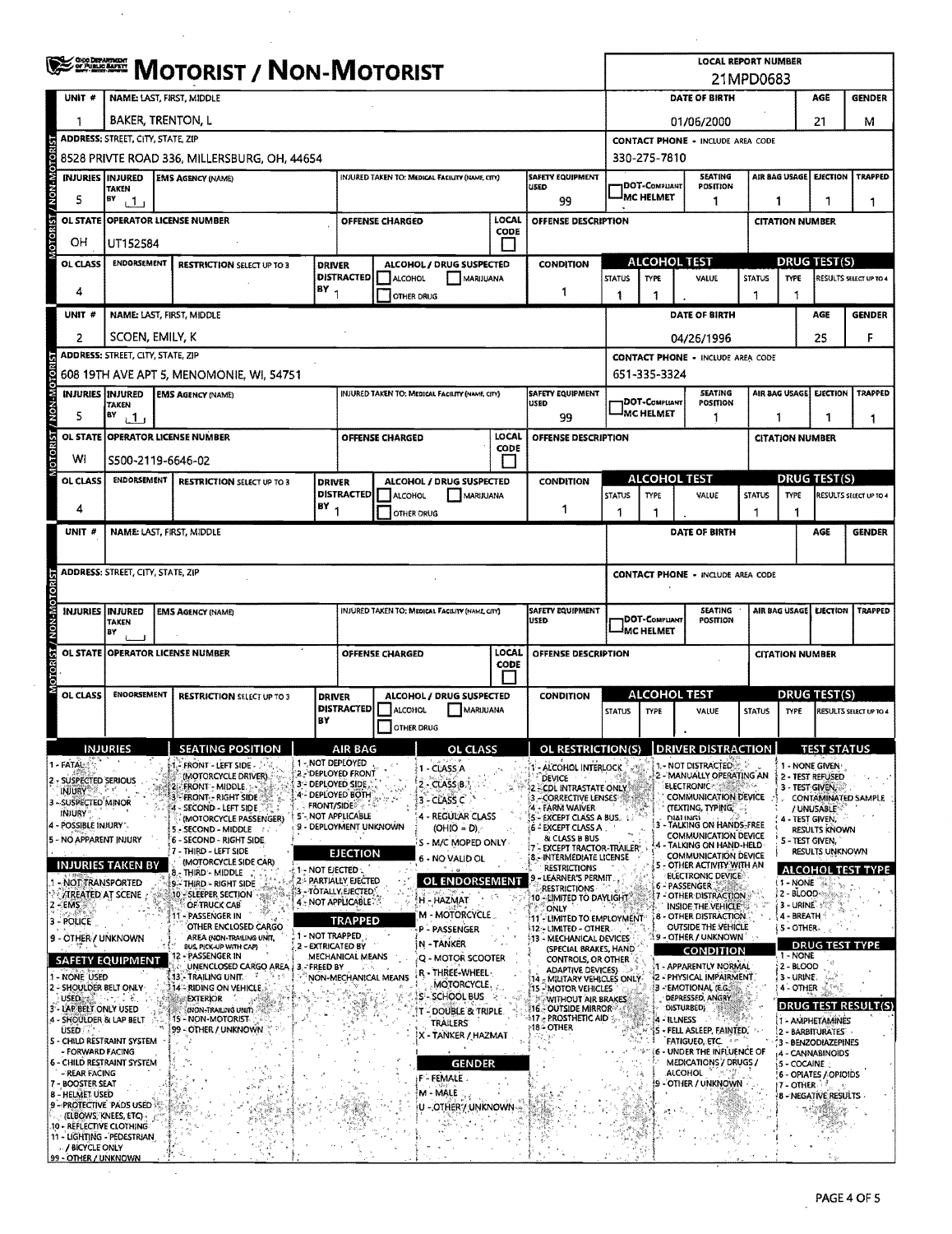# MOTORIST / NON-MOTORIST

**LOCAL REPORT NUMBER:** 21MPD0683

## Unit 1

| UNIT # | NAME: LAST, FIRST, MIDDLE | DATE OF BIRTH | AGE | GENDER |
|---|---|---|---|---|
| 1 | BAKER, TRENTON, L | 01/06/2000 | 21 | M |

| ADDRESS: STREET, CITY, STATE, ZIP | CONTACT PHONE - INCLUDE AREA CODE |
|---|---|
| 8528 PRIVTE ROAD 336, MILLERSBURG, OH, 44654 | 330-275-7810 |

| INJURIES | INJURED TAKEN BY | EMS AGENCY (NAME) | INJURED TAKEN TO: MEDICAL FACILITY (NAME, CITY) | SAFETY EQUIPMENT USED | DOT-COMPLIANT MC HELMET | SEATING POSITION | AIR BAG USAGE | EJECTION | TRAPPED |
|---|---|---|---|---|---|---|---|---|---|
| 5 | 1 | | | 99 | | 1 | 1 | 1 | 1 |

| OL STATE | OPERATOR LICENSE NUMBER | OFFENSE CHARGED | LOCAL CODE | OFFENSE DESCRIPTION | CITATION NUMBER |
|---|---|---|---|---|---|
| OH | UT152584 | | | | |

| OL CLASS | ENDORSEMENT | RESTRICTION SELECT UP TO 3 | DRIVER DISTRACTED BY | ALCOHOL / DRUG SUSPECTED | CONDITION | ALCOHOL TEST STATUS | ALCOHOL TEST TYPE | ALCOHOL TEST VALUE | DRUG TEST STATUS | DRUG TEST TYPE | DRUG TEST RESULTS SELECT UP TO 4 |
|---|---|---|---|---|---|---|---|---|---|---|---|
| 4 | | | 1 | | 1 | 1 | 1 | . | 1 | 1 | |

## Unit 2

| UNIT # | NAME: LAST, FIRST, MIDDLE | DATE OF BIRTH | AGE | GENDER |
|---|---|---|---|---|
| 2 | SCOEN, EMILY, K | 04/26/1996 | 25 | F |

| ADDRESS: STREET, CITY, STATE, ZIP | CONTACT PHONE - INCLUDE AREA CODE |
|---|---|
| 608 19TH AVE APT 5, MENOMONIE, WI, 54751 | 651-335-3324 |

| INJURIES | INJURED TAKEN BY | EMS AGENCY (NAME) | INJURED TAKEN TO: MEDICAL FACILITY (NAME, CITY) | SAFETY EQUIPMENT USED | DOT-COMPLIANT MC HELMET | SEATING POSITION | AIR BAG USAGE | EJECTION | TRAPPED |
|---|---|---|---|---|---|---|---|---|---|
| 5 | 1 | | | 99 | | 1 | 1 | 1 | 1 |

| OL STATE | OPERATOR LICENSE NUMBER | OFFENSE CHARGED | LOCAL CODE | OFFENSE DESCRIPTION | CITATION NUMBER |
|---|---|---|---|---|---|
| WI | S500-2119-6646-02 | | | | |

| OL CLASS | ENDORSEMENT | RESTRICTION SELECT UP TO 3 | DRIVER DISTRACTED BY | ALCOHOL / DRUG SUSPECTED | CONDITION | ALCOHOL TEST STATUS | ALCOHOL TEST TYPE | ALCOHOL TEST VALUE | DRUG TEST STATUS | DRUG TEST TYPE | DRUG TEST RESULTS SELECT UP TO 4 |
|---|---|---|---|---|---|---|---|---|---|---|---|
| 4 | | | 1 | | 1 | 1 | 1 | . | 1 | 1 | |

## Unit (blank)

| UNIT # | NAME: LAST, FIRST, MIDDLE | DATE OF BIRTH | AGE | GENDER |
|---|---|---|---|---|
| | | | | |

| ADDRESS: STREET, CITY, STATE, ZIP | CONTACT PHONE - INCLUDE AREA CODE |
|---|---|
| | |

| INJURIES | INJURED TAKEN BY | EMS AGENCY (NAME) | INJURED TAKEN TO: MEDICAL FACILITY (NAME, CITY) | SAFETY EQUIPMENT USED | DOT-COMPLIANT MC HELMET | SEATING POSITION | AIR BAG USAGE | EJECTION | TRAPPED |
|---|---|---|---|---|---|---|---|---|---|
| | | | | | | | | | |

| OL STATE | OPERATOR LICENSE NUMBER | OFFENSE CHARGED | LOCAL CODE | OFFENSE DESCRIPTION | CITATION NUMBER |
|---|---|---|---|---|---|
| | | | | | |

| OL CLASS | ENDORSEMENT | RESTRICTION SELECT UP TO 3 | DRIVER DISTRACTED BY | ALCOHOL / DRUG SUSPECTED | CONDITION | ALCOHOL TEST STATUS | ALCOHOL TEST TYPE | ALCOHOL TEST VALUE | DRUG TEST STATUS | DRUG TEST TYPE | DRUG TEST RESULTS SELECT UP TO 4 |
|---|---|---|---|---|---|---|---|---|---|---|---|
| | | | | | | | | . | | | |

## Codes

**INJURIES**
1 - FATAL
2 - SUSPECTED SERIOUS INJURY
3 - SUSPECTED MINOR INJURY
4 - POSSIBLE INJURY
5 - NO APPARENT INJURY

**INJURIES TAKEN BY**
1 - NOT TRANSPORTED /TREATED AT SCENE
2 - EMS
3 - POLICE
9 - OTHER / UNKNOWN

**SAFETY EQUIPMENT**
1 - NONE USED
2 - SHOULDER BELT ONLY USED
3 - LAP BELT ONLY USED
4 - SHOULDER & LAP BELT USED
5 - CHILD RESTRAINT SYSTEM - FORWARD FACING
6 - CHILD RESTRAINT SYSTEM - REAR FACING
7 - BOOSTER SEAT
8 - HELMET USED
9 - PROTECTIVE PADS USED (ELBOWS, KNEES, ETC)
10 - REFLECTIVE CLOTHING
11 - LIGHTING - PEDESTRIAN / BICYCLE ONLY
99 - OTHER / UNKNOWN

**SEATING POSITION**
1 - FRONT - LEFT SIDE (MOTORCYCLE DRIVER)
2 - FRONT - MIDDLE
3 - FRONT - RIGHT SIDE
4 - SECOND - LEFT SIDE (MOTORCYCLE PASSENGER)
5 - SECOND - MIDDLE
6 - SECOND - RIGHT SIDE
7 - THIRD - LEFT SIDE (MOTORCYCLE SIDE CAR)
8 - THIRD - MIDDLE
9 - THIRD - RIGHT SIDE
10 - SLEEPER SECTION OF TRUCK CAB
11 - PASSENGER IN OTHER ENCLOSED CARGO AREA (NON-TRAILING UNIT, BUS, PICK-UP WITH CAP)
12 - PASSENGER IN UNENCLOSED CARGO AREA
13 - TRAILING UNIT
14 - RIDING ON VEHICLE EXTERIOR (NON-TRAILING UNIT)
15 - NON-MOTORIST
99 - OTHER / UNKNOWN

**AIR BAG**
1 - NOT DEPLOYED
2 - DEPLOYED FRONT
3 - DEPLOYED SIDE
4 - DEPLOYED BOTH FRONT/SIDE
5 - NOT APPLICABLE
9 - DEPLOYMENT UNKNOWN

**EJECTION**
1 - NOT EJECTED
2 - PARTIALLY EJECTED
3 - TOTALLY EJECTED
4 - NOT APPLICABLE

**TRAPPED**
1 - NOT TRAPPED
2 - EXTRICATED BY MECHANICAL MEANS
3 - FREED BY NON-MECHANICAL MEANS

**OL CLASS**
1 - CLASS A
2 - CLASS B
3 - CLASS C
4 - REGULAR CLASS (OHIO = D)
5 - M/C MOPED ONLY
6 - NO VALID OL

**OL ENDORSEMENT**
H - HAZMAT
M - MOTORCYCLE
P - PASSENGER
N - TANKER
Q - MOTOR SCOOTER
R - THREE-WHEEL MOTORCYCLE
S - SCHOOL BUS
T - DOUBLE & TRIPLE TRAILERS
X - TANKER / HAZMAT

**GENDER**
F - FEMALE
M - MALE
U - OTHER / UNKNOWN

**OL RESTRICTION(S)**
1 - ALCOHOL INTERLOCK DEVICE
2 - CDL INTRASTATE ONLY
3 - CORRECTIVE LENSES
4 - FARM WAIVER
5 - EXCEPT CLASS A BUS
6 - EXCEPT CLASS A & CLASS B BUS
7 - EXCEPT TRACTOR-TRAILER
8 - INTERMEDIATE LICENSE RESTRICTIONS
9 - LEARNER'S PERMIT RESTRICTIONS
10 - LIMITED TO DAYLIGHT ONLY
11 - LIMITED TO EMPLOYMENT
12 - LIMITED - OTHER
13 - MECHANICAL DEVICES (SPECIAL BRAKES, HAND CONTROLS, OR OTHER ADAPTIVE DEVICES)
14 - MILITARY VEHICLES ONLY
15 - MOTOR VEHICLES WITHOUT AIR BRAKES
16 - OUTSIDE MIRROR
17 - PROSTHETIC AID
18 - OTHER

**DRIVER DISTRACTION**
1 - NOT DISTRACTED
2 - MANUALLY OPERATING AN ELECTRONIC COMMUNICATION DEVICE (TEXTING, TYPING, DIALING)
3 - TALKING ON HANDS-FREE COMMUNICATION DEVICE
4 - TALKING ON HAND-HELD COMMUNICATION DEVICE
5 - OTHER ACTIVITY WITH AN ELECTRONIC DEVICE
6 - PASSENGER
7 - OTHER DISTRACTION INSIDE THE VEHICLE
8 - OTHER DISTRACTION OUTSIDE THE VEHICLE
9 - OTHER / UNKNOWN

**CONDITION**
1 - APPARENTLY NORMAL
2 - PHYSICAL IMPAIRMENT
3 - EMOTIONAL (E.G., DEPRESSED, ANGRY, DISTURBED)
4 - ILLNESS
5 - FELL ASLEEP, FAINTED, FATIGUED, ETC.
6 - UNDER THE INFLUENCE OF MEDICATIONS / DRUGS / ALCOHOL
9 - OTHER / UNKNOWN

**TEST STATUS**
1 - NONE GIVEN
2 - TEST REFUSED
3 - TEST GIVEN, CONTAMINATED SAMPLE / UNUSABLE
4 - TEST GIVEN, RESULTS KNOWN
5 - TEST GIVEN, RESULTS UNKNOWN

**ALCOHOL TEST TYPE**
1 - NONE
2 - BLOOD
3 - URINE
4 - BREATH
5 - OTHER

**DRUG TEST TYPE**
1 - NONE
2 - BLOOD
3 - URINE
4 - OTHER

**DRUG TEST RESULT(S)**
1 - AMPHETAMINES
2 - BARBITURATES
3 - BENZODIAZEPINES
4 - CANNABINOIDS
5 - COCAINE
6 - OPIATES / OPIOIDS
7 - OTHER
8 - NEGATIVE RESULTS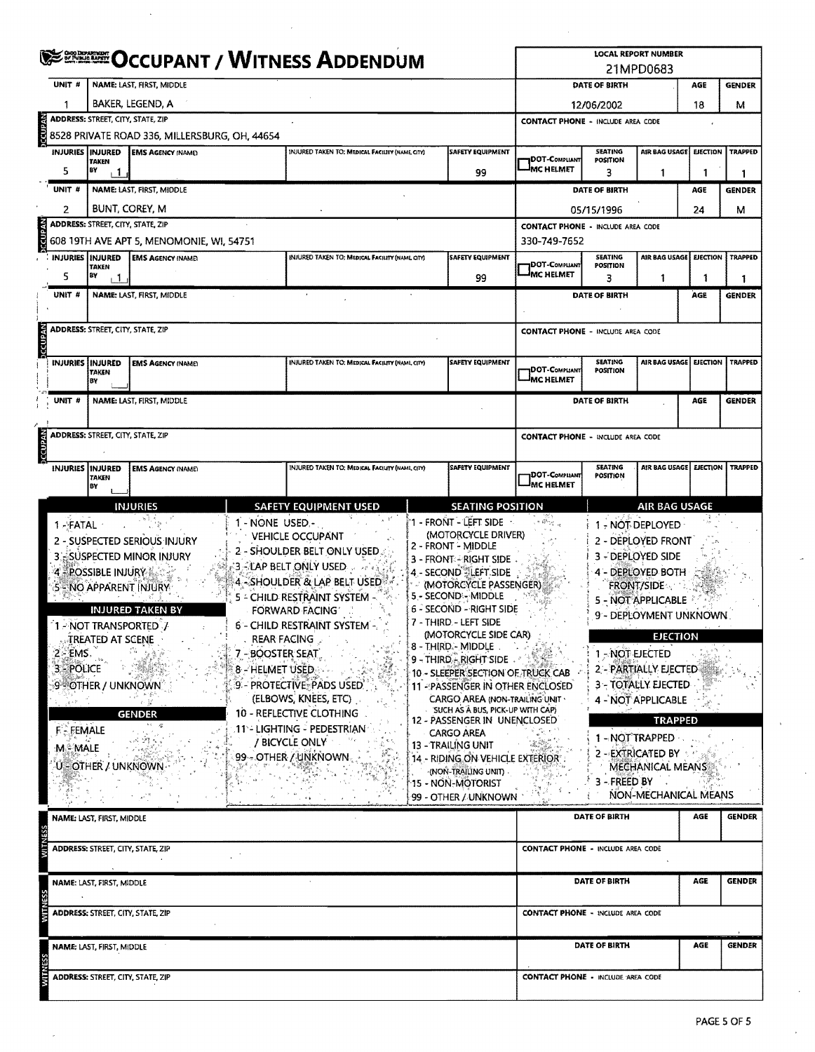# OCCUPANT / WITNESS ADDENDUM

**LOCAL REPORT NUMBER:** 21MPD0683

## OCCUPANT

| UNIT # | NAME: LAST, FIRST, MIDDLE | DATE OF BIRTH | AGE | GENDER |
|---|---|---|---|---|
| 1 | BAKER, LEGEND, A | 12/06/2002 | 18 | M |

**ADDRESS: STREET, CITY, STATE, ZIP:** 8528 PRIVATE ROAD 336, MILLERSBURG, OH, 44654

**CONTACT PHONE - INCLUDE AREA CODE:**

| INJURIES | INJURED TAKEN BY | EMS AGENCY (NAME) | INJURED TAKEN TO: MEDICAL FACILITY (NAME, CITY) | SAFETY EQUIPMENT | DOT-COMPLIANT MC HELMET | SEATING POSITION | AIR BAG USAGE | EJECTION | TRAPPED |
|---|---|---|---|---|---|---|---|---|---|
| 5 | 1 | | | 99 | | 3 | 1 | 1 | 1 |

## OCCUPANT

| UNIT # | NAME: LAST, FIRST, MIDDLE | DATE OF BIRTH | AGE | GENDER |
|---|---|---|---|---|
| 2 | BUNT, COREY, M | 05/15/1996 | 24 | M |

**ADDRESS: STREET, CITY, STATE, ZIP:** 608 19TH AVE APT 5, MENOMONIE, WI, 54751

**CONTACT PHONE - INCLUDE AREA CODE:** 330-749-7652

| INJURIES | INJURED TAKEN BY | EMS AGENCY (NAME) | INJURED TAKEN TO: MEDICAL FACILITY (NAME, CITY) | SAFETY EQUIPMENT | DOT-COMPLIANT MC HELMET | SEATING POSITION | AIR BAG USAGE | EJECTION | TRAPPED |
|---|---|---|---|---|---|---|---|---|---|
| 5 | 1 | | | 99 | | 3 | 1 | 1 | 1 |

## OCCUPANT

| UNIT # | NAME: LAST, FIRST, MIDDLE | DATE OF BIRTH | AGE | GENDER |
|---|---|---|---|---|
| | | | | |

**ADDRESS: STREET, CITY, STATE, ZIP:**

**CONTACT PHONE - INCLUDE AREA CODE:**

| INJURIES | INJURED TAKEN BY | EMS AGENCY (NAME) | INJURED TAKEN TO: MEDICAL FACILITY (NAME, CITY) | SAFETY EQUIPMENT | DOT-COMPLIANT MC HELMET | SEATING POSITION | AIR BAG USAGE | EJECTION | TRAPPED |
|---|---|---|---|---|---|---|---|---|---|
| | | | | | | | | | |

## OCCUPANT

| UNIT # | NAME: LAST, FIRST, MIDDLE | DATE OF BIRTH | AGE | GENDER |
|---|---|---|---|---|
| | | | | |

**ADDRESS: STREET, CITY, STATE, ZIP:**

**CONTACT PHONE - INCLUDE AREA CODE:**

| INJURIES | INJURED TAKEN BY | EMS AGENCY (NAME) | INJURED TAKEN TO: MEDICAL FACILITY (NAME, CITY) | SAFETY EQUIPMENT | DOT-COMPLIANT MC HELMET | SEATING POSITION | AIR BAG USAGE | EJECTION | TRAPPED |
|---|---|---|---|---|---|---|---|---|---|
| | | | | | | | | | |

## Codes

**INJURIES**
- 1 - FATAL
- 2 - SUSPECTED SERIOUS INJURY
- 3 - SUSPECTED MINOR INJURY
- 4 - POSSIBLE INJURY
- 5 - NO APPARENT INJURY

**INJURED TAKEN BY**
- 1 - NOT TRANSPORTED / TREATED AT SCENE
- 2 - EMS
- 3 - POLICE
- 9 - OTHER / UNKNOWN

**GENDER**
- F - FEMALE
- M - MALE
- U - OTHER / UNKNOWN

**SAFETY EQUIPMENT USED**
- 1 - NONE USED - VEHICLE OCCUPANT
- 2 - SHOULDER BELT ONLY USED
- 3 - LAP BELT ONLY USED
- 4 - SHOULDER & LAP BELT USED
- 5 - CHILD RESTRAINT SYSTEM - FORWARD FACING
- 6 - CHILD RESTRAINT SYSTEM - REAR FACING
- 7 - BOOSTER SEAT
- 8 - HELMET USED
- 9 - PROTECTIVE PADS USED (ELBOWS, KNEES, ETC)
- 10 - REFLECTIVE CLOTHING
- 11 - LIGHTING - PEDESTRIAN / BICYCLE ONLY
- 99 - OTHER / UNKNOWN

**SEATING POSITION**
- 1 - FRONT - LEFT SIDE (MOTORCYCLE DRIVER)
- 2 - FRONT - MIDDLE
- 3 - FRONT - RIGHT SIDE
- 4 - SECOND - LEFT SIDE (MOTORCYCLE PASSENGER)
- 5 - SECOND - MIDDLE
- 6 - SECOND - RIGHT SIDE
- 7 - THIRD - LEFT SIDE (MOTORCYCLE SIDE CAR)
- 8 - THIRD - MIDDLE
- 9 - THIRD - RIGHT SIDE
- 10 - SLEEPER SECTION OF TRUCK CAB
- 11 - PASSENGER IN OTHER ENCLOSED CARGO AREA (NON-TRAILING UNIT SUCH AS A BUS, PICK-UP WITH CAP)
- 12 - PASSENGER IN UNENCLOSED CARGO AREA
- 13 - TRAILING UNIT
- 14 - RIDING ON VEHICLE EXTERIOR (NON-TRAILING UNIT)
- 15 - NON-MOTORIST
- 99 - OTHER / UNKNOWN

**AIR BAG USAGE**
- 1 - NOT DEPLOYED
- 2 - DEPLOYED FRONT
- 3 - DEPLOYED SIDE
- 4 - DEPLOYED BOTH FRONT/SIDE
- 5 - NOT APPLICABLE
- 9 - DEPLOYMENT UNKNOWN

**EJECTION**
- 1 - NOT EJECTED
- 2 - PARTIALLY EJECTED
- 3 - TOTALLY EJECTED
- 4 - NOT APPLICABLE

**TRAPPED**
- 1 - NOT TRAPPED
- 2 - EXTRICATED BY MECHANICAL MEANS
- 3 - FREED BY NON-MECHANICAL MEANS

## WITNESS

| NAME: LAST, FIRST, MIDDLE | DATE OF BIRTH | AGE | GENDER |
|---|---|---|---|
| | | | |

**ADDRESS: STREET, CITY, STATE, ZIP:**

**CONTACT PHONE - INCLUDE AREA CODE:**

## WITNESS

| NAME: LAST, FIRST, MIDDLE | DATE OF BIRTH | AGE | GENDER |
|---|---|---|---|
| | | | |

**ADDRESS: STREET, CITY, STATE, ZIP:**

**CONTACT PHONE - INCLUDE AREA CODE:**

## WITNESS

| NAME: LAST, FIRST, MIDDLE | DATE OF BIRTH | AGE | GENDER |
|---|---|---|---|
| | | | |

**ADDRESS: STREET, CITY, STATE, ZIP:**

**CONTACT PHONE - INCLUDE AREA CODE:**